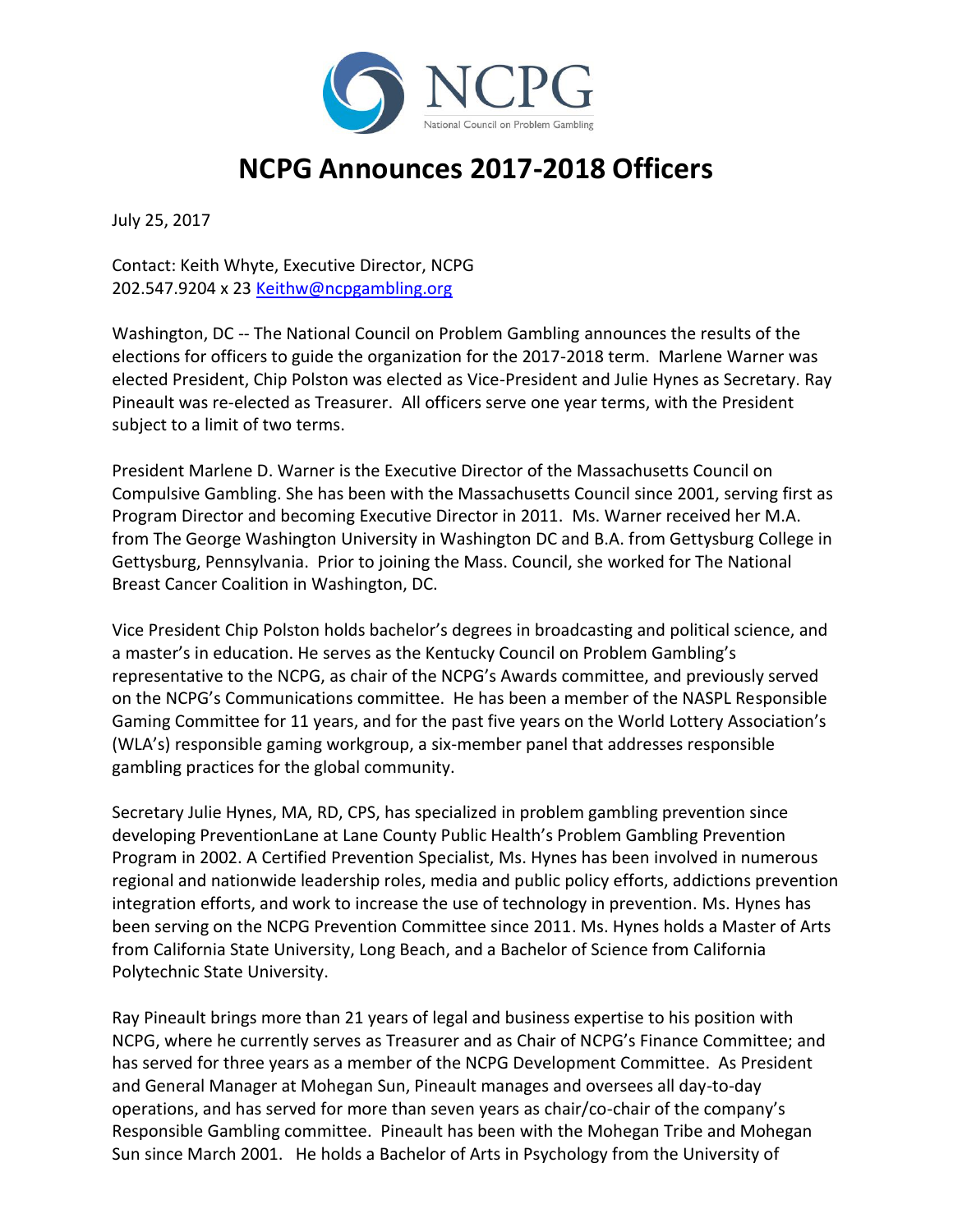# NCPG Announces 2017-2018 Officers

July 25, 2017

Contact: Keith Whyte, Executive Director, NCPG
202.547.9204 x 23 Keithw@ncpgambling.org

Washington, DC -- The National Council on Problem Gambling announces the results of the elections for officers to guide the organization for the 2017-2018 term. Marlene Warner was elected President, Chip Polston was elected as Vice-President and Julie Hynes as Secretary. Ray Pineault was re-elected as Treasurer. All officers serve one year terms, with the President subject to a limit of two terms.

President Marlene D. Warner is the Executive Director of the Massachusetts Council on Compulsive Gambling. She has been with the Massachusetts Council since 2001, serving first as Program Director and becoming Executive Director in 2011. Ms. Warner received her M.A. from The George Washington University in Washington DC and B.A. from Gettysburg College in Gettysburg, Pennsylvania. Prior to joining the Mass. Council, she worked for The National Breast Cancer Coalition in Washington, DC.

Vice President Chip Polston holds bachelor's degrees in broadcasting and political science, and a master's in education. He serves as the Kentucky Council on Problem Gambling's representative to the NCPG, as chair of the NCPG's Awards committee, and previously served on the NCPG's Communications committee. He has been a member of the NASPL Responsible Gaming Committee for 11 years, and for the past five years on the World Lottery Association's (WLA's) responsible gaming workgroup, a six-member panel that addresses responsible gambling practices for the global community.

Secretary Julie Hynes, MA, RD, CPS, has specialized in problem gambling prevention since developing PreventionLane at Lane County Public Health's Problem Gambling Prevention Program in 2002. A Certified Prevention Specialist, Ms. Hynes has been involved in numerous regional and nationwide leadership roles, media and public policy efforts, addictions prevention integration efforts, and work to increase the use of technology in prevention. Ms. Hynes has been serving on the NCPG Prevention Committee since 2011. Ms. Hynes holds a Master of Arts from California State University, Long Beach, and a Bachelor of Science from California Polytechnic State University.

Ray Pineault brings more than 21 years of legal and business expertise to his position with NCPG, where he currently serves as Treasurer and as Chair of NCPG's Finance Committee; and has served for three years as a member of the NCPG Development Committee. As President and General Manager at Mohegan Sun, Pineault manages and oversees all day-to-day operations, and has served for more than seven years as chair/co-chair of the company's Responsible Gambling committee. Pineault has been with the Mohegan Tribe and Mohegan Sun since March 2001. He holds a Bachelor of Arts in Psychology from the University of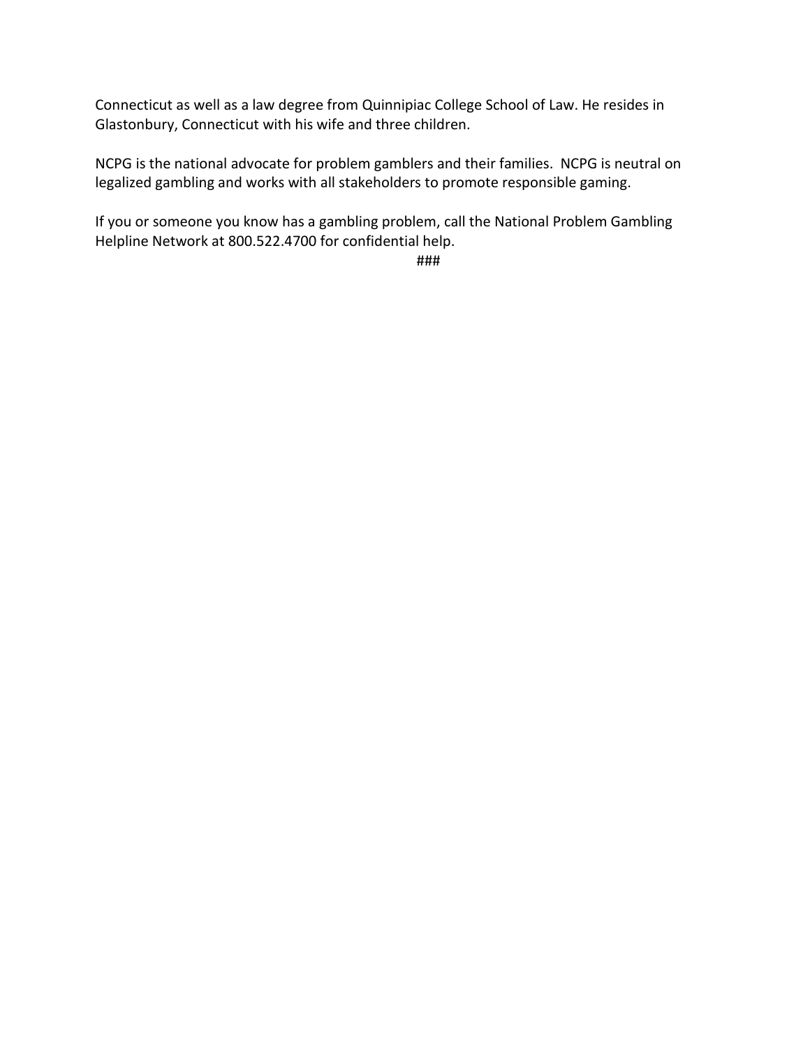Connecticut as well as a law degree from Quinnipiac College School of Law. He resides in Glastonbury, Connecticut with his wife and three children.

NCPG is the national advocate for problem gamblers and their families. NCPG is neutral on legalized gambling and works with all stakeholders to promote responsible gaming.

If you or someone you know has a gambling problem, call the National Problem Gambling Helpline Network at 800.522.4700 for confidential help.

###